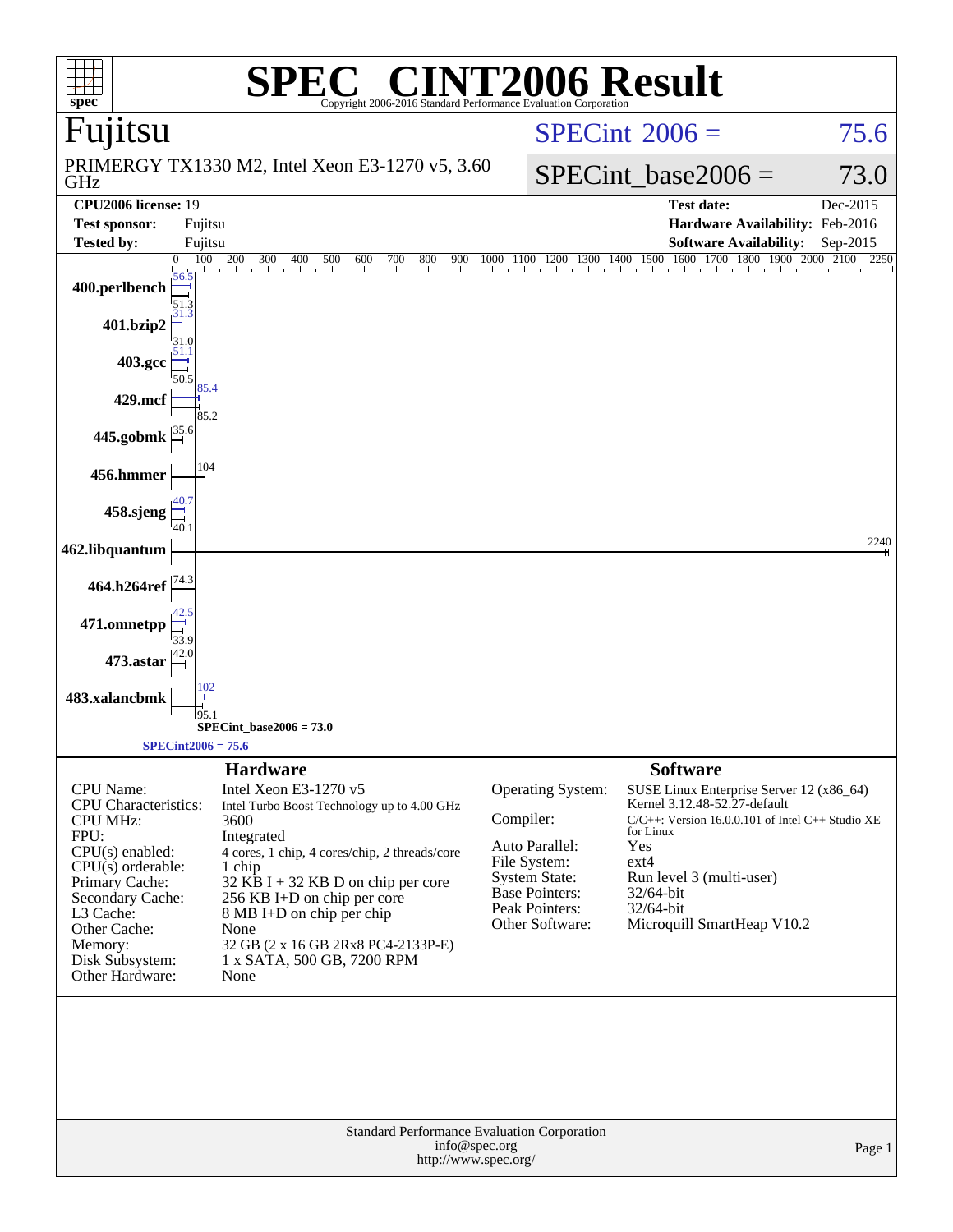# SPEC® CINT2006 Result

Copyright 2006-2016 Standard Performance Evaluation Corporation

## Fujitsu

PRIMERGY TX1330 M2, Intel Xeon E3-1270 v5, 3.60 GHz

SPECint 2006 = 75.6

SPECint_base2006 = 73.0

| | | | |
|---|---|---|---|
| **CPU2006 license:** | 19 | **Test date:** | Dec-2015 |
| **Test sponsor:** | Fujitsu | **Hardware Availability:** | Feb-2016 |
| **Tested by:** | Fujitsu | **Software Availability:** | Sep-2015 |

| Benchmark | Peak | Base |
|---|---|---|
| 400.perlbench | 56.5 | 51.3 |
| 401.bzip2 | 31.3 | 31.0 |
| 403.gcc | 51.1 | 50.5 |
| 429.mcf | 85.4 | 85.2 |
| 445.gobmk | 35.6 | |
| 456.hmmer | 104 | |
| 458.sjeng | 40.7 | 40.1 |
| 462.libquantum | 2240 | |
| 464.h264ref | 74.3 | |
| 471.omnetpp | 42.5 | 33.9 |
| 473.astar | 42.0 | |
| 483.xalancbmk | 102 | 95.1 |

SPECint_base2006 = 73.0

SPECint2006 = 75.6

### Hardware

| | |
|---|---|
| CPU Name: | Intel Xeon E3-1270 v5 |
| CPU Characteristics: | Intel Turbo Boost Technology up to 4.00 GHz |
| CPU MHz: | 3600 |
| FPU: | Integrated |
| CPU(s) enabled: | 4 cores, 1 chip, 4 cores/chip, 2 threads/core |
| CPU(s) orderable: | 1 chip |
| Primary Cache: | 32 KB I + 32 KB D on chip per core |
| Secondary Cache: | 256 KB I+D on chip per core |
| L3 Cache: | 8 MB I+D on chip per chip |
| Other Cache: | None |
| Memory: | 32 GB (2 x 16 GB 2Rx8 PC4-2133P-E) |
| Disk Subsystem: | 1 x SATA, 500 GB, 7200 RPM |
| Other Hardware: | None |

### Software

| | |
|---|---|
| Operating System: | SUSE Linux Enterprise Server 12 (x86_64) Kernel 3.12.48-52.27-default |
| Compiler: | C/C++: Version 16.0.0.101 of Intel C++ Studio XE for Linux |
| Auto Parallel: | Yes |
| File System: | ext4 |
| System State: | Run level 3 (multi-user) |
| Base Pointers: | 32/64-bit |
| Peak Pointers: | 32/64-bit |
| Other Software: | Microquill SmartHeap V10.2 |

Standard Performance Evaluation Corporation
info@spec.org
http://www.spec.org/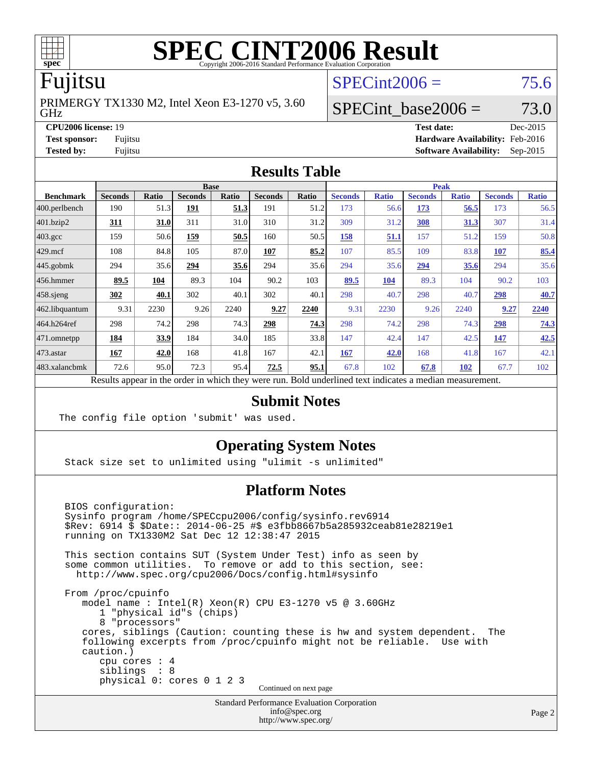# SPEC CINT2006 Result

Copyright 2006-2016 Standard Performance Evaluation Corporation

## Fujitsu

PRIMERGY TX1330 M2, Intel Xeon E3-1270 v5, 3.60 GHz

SPECint2006 = 75.6

SPECint_base2006 = 73.0

**CPU2006 license:** 19
**Test sponsor:** Fujitsu
**Tested by:** Fujitsu

**Test date:** Dec-2015
**Hardware Availability:** Feb-2016
**Software Availability:** Sep-2015

## Results Table

| | Base | | | | | | Peak | | | | | |
|---|---|---|---|---|---|---|---|---|---|---|---|---|
| **Benchmark** | **Seconds** | **Ratio** | **Seconds** | **Ratio** | **Seconds** | **Ratio** | **Seconds** | **Ratio** | **Seconds** | **Ratio** | **Seconds** | **Ratio** |
| 400.perlbench | 190 | 51.3 | **191** | **51.3** | 191 | 51.2 | 173 | 56.6 | **173** | **56.5** | 173 | 56.5 |
| 401.bzip2 | **311** | **31.0** | 311 | 31.0 | 310 | 31.2 | 309 | 31.2 | **308** | **31.3** | 307 | 31.4 |
| 403.gcc | 159 | 50.6 | **159** | **50.5** | 160 | 50.5 | **158** | **51.1** | 157 | 51.2 | 159 | 50.8 |
| 429.mcf | 108 | 84.8 | 105 | 87.0 | **107** | **85.2** | 107 | 85.5 | 109 | 83.8 | **107** | **85.4** |
| 445.gobmk | 294 | 35.6 | **294** | **35.6** | 294 | 35.6 | 294 | 35.6 | **294** | **35.6** | 294 | 35.6 |
| 456.hmmer | **89.5** | **104** | 89.3 | 104 | 90.2 | 103 | **89.5** | **104** | 89.3 | 104 | 90.2 | 103 |
| 458.sjeng | **302** | **40.1** | 302 | 40.1 | 302 | 40.1 | 298 | 40.7 | 298 | 40.7 | **298** | **40.7** |
| 462.libquantum | 9.31 | 2230 | 9.26 | 2240 | **9.27** | **2240** | 9.31 | 2230 | 9.26 | 2240 | **9.27** | **2240** |
| 464.h264ref | 298 | 74.2 | 298 | 74.3 | **298** | **74.3** | 298 | 74.2 | 298 | 74.3 | **298** | **74.3** |
| 471.omnetpp | **184** | **33.9** | 184 | 34.0 | 185 | 33.8 | 147 | 42.4 | 147 | 42.5 | **147** | **42.5** |
| 473.astar | **167** | **42.0** | 168 | 41.8 | 167 | 42.1 | **167** | **42.0** | 168 | 41.8 | 167 | 42.1 |
| 483.xalancbmk | 72.6 | 95.0 | 72.3 | 95.4 | **72.5** | **95.1** | 67.8 | 102 | **67.8** | **102** | 67.7 | 102 |

Results appear in the order in which they were run. Bold underlined text indicates a median measurement.

## Submit Notes

```
The config file option 'submit' was used.
```

## Operating System Notes

```
Stack size set to unlimited using "ulimit -s unlimited"
```

## Platform Notes

```
BIOS configuration:
Sysinfo program /home/SPECcpu2006/config/sysinfo.rev6914
$Rev: 6914 $ $Date:: 2014-06-25 #$ e3fbb8667b5a285932ceab81e28219e1
running on TX1330M2 Sat Dec 12 12:38:47 2015

This section contains SUT (System Under Test) info as seen by
some common utilities.  To remove or add to this section, see:
  http://www.spec.org/cpu2006/Docs/config.html#sysinfo

From /proc/cpuinfo
   model name : Intel(R) Xeon(R) CPU E3-1270 v5 @ 3.60GHz
      1 "physical id"s (chips)
      8 "processors"
   cores, siblings (Caution: counting these is hw and system dependent.  The
   following excerpts from /proc/cpuinfo might not be reliable.  Use with
   caution.)
      cpu cores : 4
      siblings  : 8
      physical 0: cores 0 1 2 3
```

Continued on next page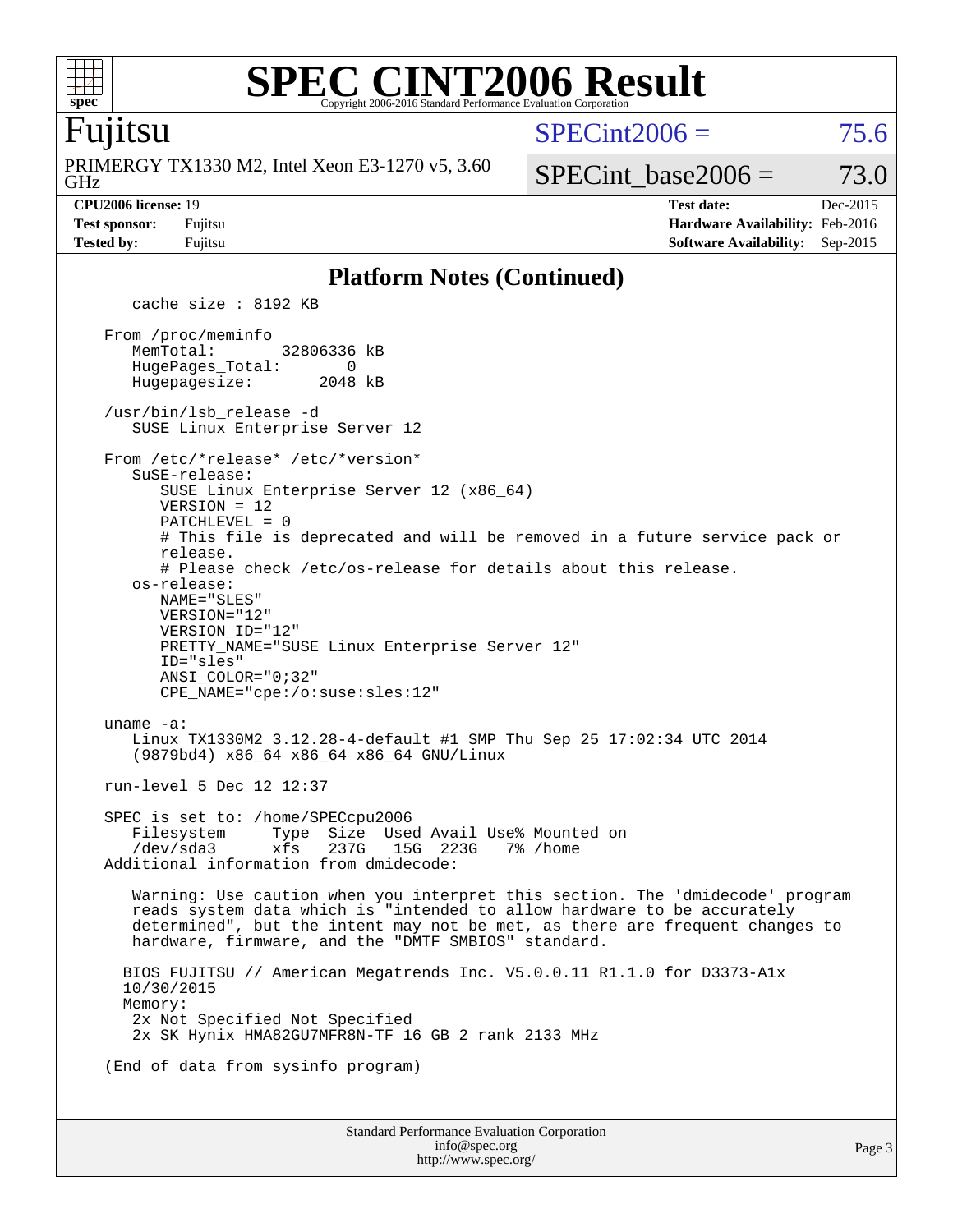# SPEC CINT2006 Result

Copyright 2006-2016 Standard Performance Evaluation Corporation

**Fujitsu**

PRIMERGY TX1330 M2, Intel Xeon E3-1270 v5, 3.60 GHz

SPECint2006 = 75.6

SPECint_base2006 = 73.0

**CPU2006 license:** 19
**Test sponsor:** Fujitsu
**Tested by:** Fujitsu

**Test date:** Dec-2015
**Hardware Availability:** Feb-2016
**Software Availability:** Sep-2015

## Platform Notes (Continued)

```
       cache size : 8192 KB

    From /proc/meminfo
       MemTotal:       32806336 kB
       HugePages_Total:       0
       Hugepagesize:       2048 kB

    /usr/bin/lsb_release -d
       SUSE Linux Enterprise Server 12

    From /etc/*release* /etc/*version*
       SuSE-release:
          SUSE Linux Enterprise Server 12 (x86_64)
          VERSION = 12
          PATCHLEVEL = 0
          # This file is deprecated and will be removed in a future service pack or
          release.
          # Please check /etc/os-release for details about this release.
       os-release:
          NAME="SLES"
          VERSION="12"
          VERSION_ID="12"
          PRETTY_NAME="SUSE Linux Enterprise Server 12"
          ID="sles"
          ANSI_COLOR="0;32"
          CPE_NAME="cpe:/o:suse:sles:12"

    uname -a:
       Linux TX1330M2 3.12.28-4-default #1 SMP Thu Sep 25 17:02:34 UTC 2014
       (9879bd4) x86_64 x86_64 x86_64 GNU/Linux

    run-level 5 Dec 12 12:37

    SPEC is set to: /home/SPECcpu2006
       Filesystem     Type  Size  Used Avail Use% Mounted on
       /dev/sda3      xfs   237G   15G  223G   7% /home
    Additional information from dmidecode:

       Warning: Use caution when you interpret this section. The 'dmidecode' program
       reads system data which is "intended to allow hardware to be accurately
       determined", but the intent may not be met, as there are frequent changes to
       hardware, firmware, and the "DMTF SMBIOS" standard.

      BIOS FUJITSU // American Megatrends Inc. V5.0.0.11 R1.1.0 for D3373-A1x
      10/30/2015
      Memory:
       2x Not Specified Not Specified
       2x SK Hynix HMA82GU7MFR8N-TF 16 GB 2 rank 2133 MHz

    (End of data from sysinfo program)
```

Standard Performance Evaluation Corporation
info@spec.org
http://www.spec.org/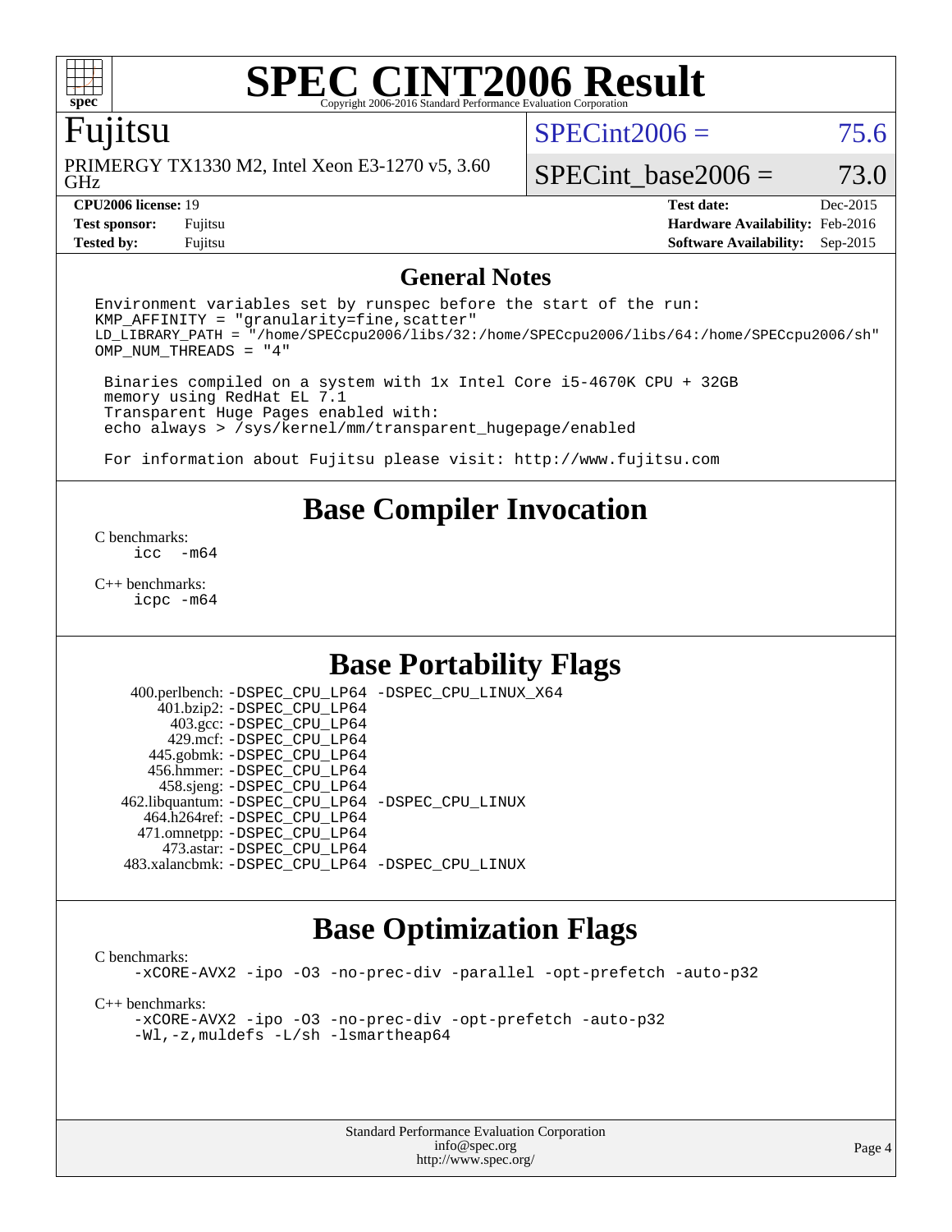# SPEC CINT2006 Result

Copyright 2006-2016 Standard Performance Evaluation Corporation

## Fujitsu

PRIMERGY TX1330 M2, Intel Xeon E3-1270 v5, 3.60 GHz

SPECint2006 = 75.6

SPECint_base2006 = 73.0

| | | | |
|---|---|---|---|
| **CPU2006 license:** 19 | | **Test date:** | Dec-2015 |
| **Test sponsor:** | Fujitsu | **Hardware Availability:** | Feb-2016 |
| **Tested by:** | Fujitsu | **Software Availability:** | Sep-2015 |

## General Notes

```
Environment variables set by runspec before the start of the run:
KMP_AFFINITY = "granularity=fine,scatter"
LD_LIBRARY_PATH = "/home/SPECcpu2006/libs/32:/home/SPECcpu2006/libs/64:/home/SPECcpu2006/sh"
OMP_NUM_THREADS = "4"

 Binaries compiled on a system with 1x Intel Core i5-4670K CPU + 32GB
 memory using RedHat EL 7.1
 Transparent Huge Pages enabled with:
 echo always > /sys/kernel/mm/transparent_hugepage/enabled

 For information about Fujitsu please visit: http://www.fujitsu.com
```

## Base Compiler Invocation

C benchmarks:
```
icc  -m64
```

C++ benchmarks:
```
icpc -m64
```

## Base Portability Flags

```
    400.perlbench: -DSPEC_CPU_LP64 -DSPEC_CPU_LINUX_X64
        401.bzip2: -DSPEC_CPU_LP64
          403.gcc: -DSPEC_CPU_LP64
          429.mcf: -DSPEC_CPU_LP64
       445.gobmk: -DSPEC_CPU_LP64
       456.hmmer: -DSPEC_CPU_LP64
       458.sjeng: -DSPEC_CPU_LP64
  462.libquantum: -DSPEC_CPU_LP64 -DSPEC_CPU_LINUX
     464.h264ref: -DSPEC_CPU_LP64
     471.omnetpp: -DSPEC_CPU_LP64
       473.astar: -DSPEC_CPU_LP64
  483.xalancbmk: -DSPEC_CPU_LP64 -DSPEC_CPU_LINUX
```

## Base Optimization Flags

C benchmarks:
```
-xCORE-AVX2 -ipo -O3 -no-prec-div -parallel -opt-prefetch -auto-p32
```

C++ benchmarks:
```
-xCORE-AVX2 -ipo -O3 -no-prec-div -opt-prefetch -auto-p32
-Wl,-z,muldefs -L/sh -lsmartheap64
```

Standard Performance Evaluation Corporation
info@spec.org
http://www.spec.org/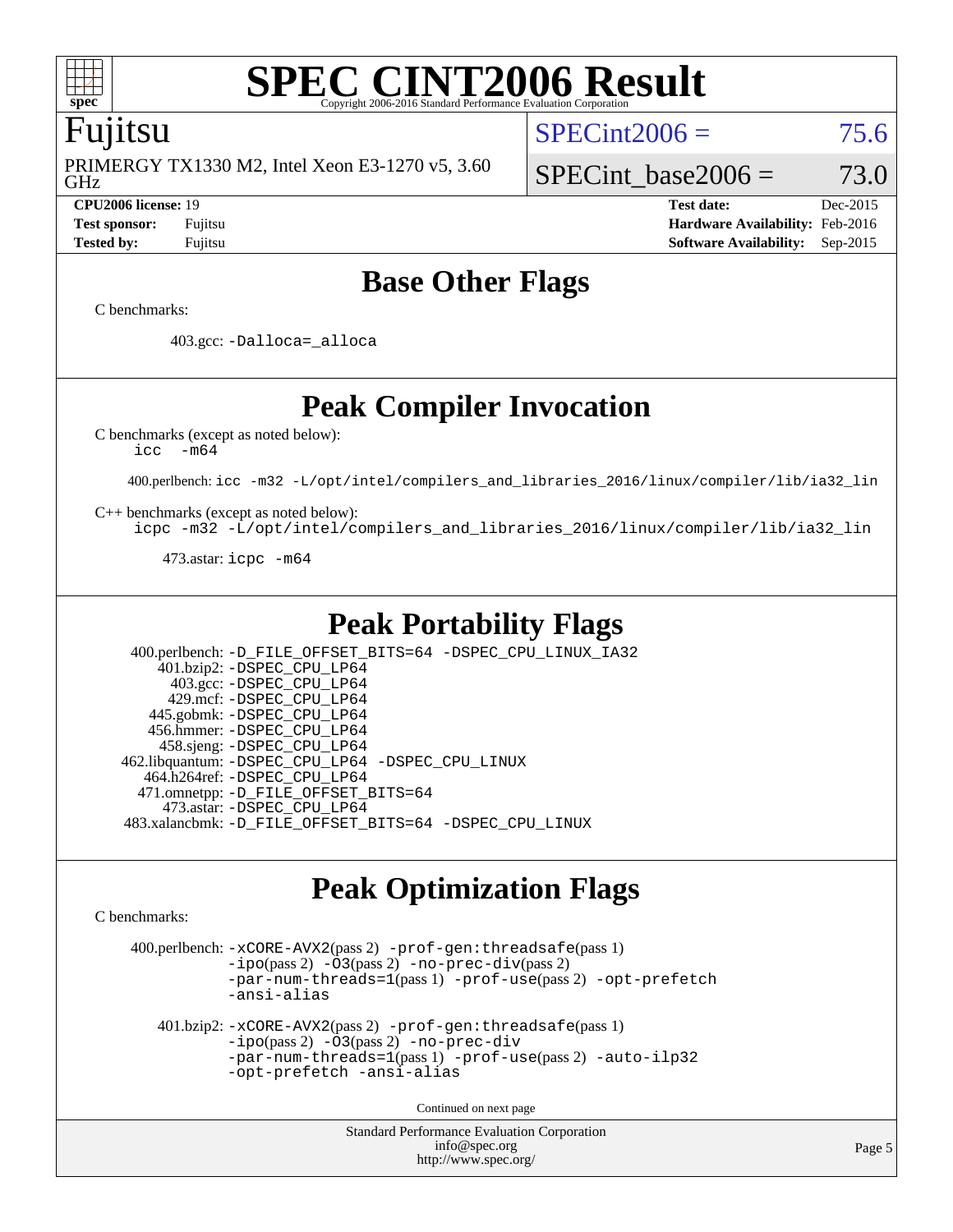# SPEC CINT2006 Result

Copyright 2006-2016 Standard Performance Evaluation Corporation

## Fujitsu

PRIMERGY TX1330 M2, Intel Xeon E3-1270 v5, 3.60 GHz

SPECint2006 = 75.6

SPECint_base2006 = 73.0

| | | | |
|---|---|---|---|
| **CPU2006 license:** 19 | | **Test date:** | Dec-2015 |
| **Test sponsor:** | Fujitsu | **Hardware Availability:** | Feb-2016 |
| **Tested by:** | Fujitsu | **Software Availability:** | Sep-2015 |

## Base Other Flags

C benchmarks:

403.gcc: `-Dalloca=_alloca`

## Peak Compiler Invocation

C benchmarks (except as noted below):
`icc -m64`

400.perlbench: `icc -m32 -L/opt/intel/compilers_and_libraries_2016/linux/compiler/lib/ia32_lin`

C++ benchmarks (except as noted below):
`icpc -m32 -L/opt/intel/compilers_and_libraries_2016/linux/compiler/lib/ia32_lin`

473.astar: `icpc -m64`

## Peak Portability Flags

400.perlbench: `-D_FILE_OFFSET_BITS=64 -DSPEC_CPU_LINUX_IA32`
401.bzip2: `-DSPEC_CPU_LP64`
403.gcc: `-DSPEC_CPU_LP64`
429.mcf: `-DSPEC_CPU_LP64`
445.gobmk: `-DSPEC_CPU_LP64`
456.hmmer: `-DSPEC_CPU_LP64`
458.sjeng: `-DSPEC_CPU_LP64`
462.libquantum: `-DSPEC_CPU_LP64 -DSPEC_CPU_LINUX`
464.h264ref: `-DSPEC_CPU_LP64`
471.omnetpp: `-D_FILE_OFFSET_BITS=64`
473.astar: `-DSPEC_CPU_LP64`
483.xalancbmk: `-D_FILE_OFFSET_BITS=64 -DSPEC_CPU_LINUX`

## Peak Optimization Flags

C benchmarks:

400.perlbench: `-xCORE-AVX2`(pass 2) `-prof-gen:threadsafe`(pass 1) `-ipo`(pass 2) `-O3`(pass 2) `-no-prec-div`(pass 2) `-par-num-threads=1`(pass 1) `-prof-use`(pass 2) `-opt-prefetch` `-ansi-alias`

401.bzip2: `-xCORE-AVX2`(pass 2) `-prof-gen:threadsafe`(pass 1) `-ipo`(pass 2) `-O3`(pass 2) `-no-prec-div` `-par-num-threads=1`(pass 1) `-prof-use`(pass 2) `-auto-ilp32` `-opt-prefetch` `-ansi-alias`

Continued on next page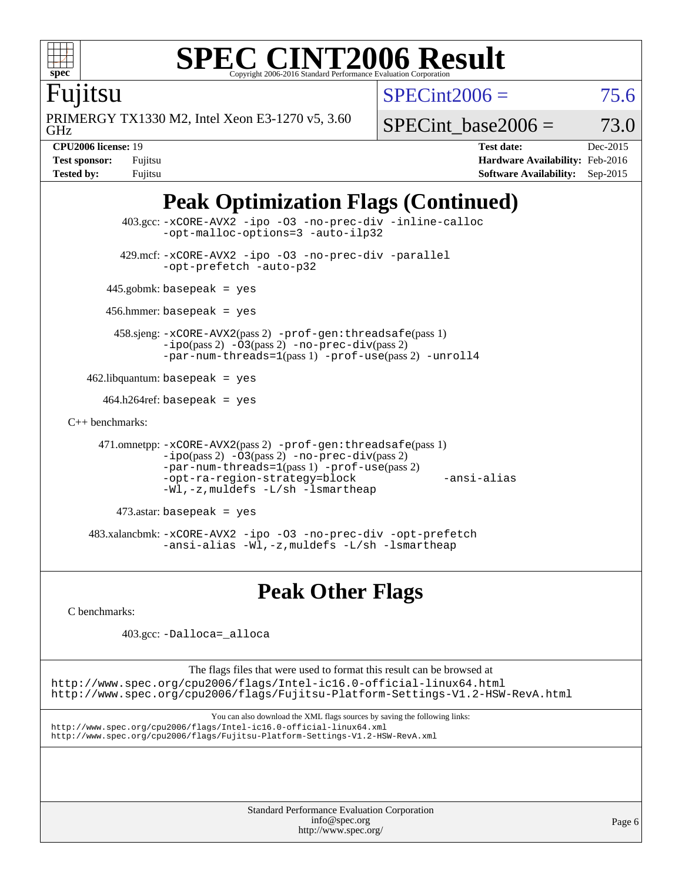# SPEC CINT2006 Result

Copyright 2006-2016 Standard Performance Evaluation Corporation

**Fujitsu**

PRIMERGY TX1330 M2, Intel Xeon E3-1270 v5, 3.60 GHz

SPECint2006 = 75.6

SPECint_base2006 = 73.0

| | | | |
|---|---|---|---|
| **CPU2006 license:** 19 | | **Test date:** | Dec-2015 |
| **Test sponsor:** | Fujitsu | **Hardware Availability:** | Feb-2016 |
| **Tested by:** | Fujitsu | **Software Availability:** | Sep-2015 |

## Peak Optimization Flags (Continued)

403.gcc: `-xCORE-AVX2 -ipo -O3 -no-prec-div -inline-calloc -opt-malloc-options=3 -auto-ilp32`

429.mcf: `-xCORE-AVX2 -ipo -O3 -no-prec-div -parallel -opt-prefetch -auto-p32`

445.gobmk: `basepeak = yes`

456.hmmer: `basepeak = yes`

458.sjeng: `-xCORE-AVX2`(pass 2) `-prof-gen:threadsafe`(pass 1) `-ipo`(pass 2) `-O3`(pass 2) `-no-prec-div`(pass 2) `-par-num-threads=1`(pass 1) `-prof-use`(pass 2) `-unroll4`

462.libquantum: `basepeak = yes`

464.h264ref: `basepeak = yes`

C++ benchmarks:

471.omnetpp: `-xCORE-AVX2`(pass 2) `-prof-gen:threadsafe`(pass 1) `-ipo`(pass 2) `-O3`(pass 2) `-no-prec-div`(pass 2) `-par-num-threads=1`(pass 1) `-prof-use`(pass 2) `-opt-ra-region-strategy=block -ansi-alias -Wl,-z,muldefs -L/sh -lsmartheap`

473.astar: `basepeak = yes`

483.xalancbmk: `-xCORE-AVX2 -ipo -O3 -no-prec-div -opt-prefetch -ansi-alias -Wl,-z,muldefs -L/sh -lsmartheap`

## Peak Other Flags

C benchmarks:

403.gcc: `-Dalloca=_alloca`

The flags files that were used to format this result can be browsed at
http://www.spec.org/cpu2006/flags/Intel-ic16.0-official-linux64.html
http://www.spec.org/cpu2006/flags/Fujitsu-Platform-Settings-V1.2-HSW-RevA.html

You can also download the XML flags sources by saving the following links:
http://www.spec.org/cpu2006/flags/Intel-ic16.0-official-linux64.xml
http://www.spec.org/cpu2006/flags/Fujitsu-Platform-Settings-V1.2-HSW-RevA.xml

Standard Performance Evaluation Corporation
info@spec.org
http://www.spec.org/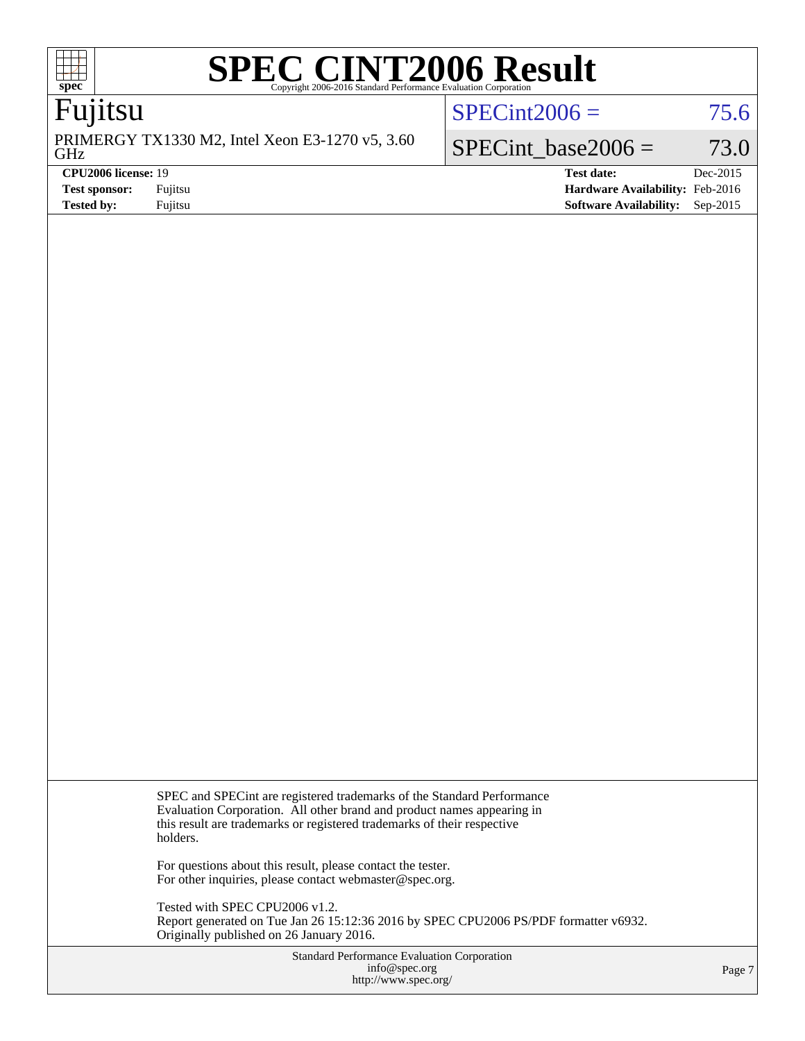SPEC and SPECint are registered trademarks of the Standard Performance Evaluation Corporation. All other brand and product names appearing in this result are trademarks or registered trademarks of their respective holders.

For questions about this result, please contact the tester.
For other inquiries, please contact webmaster@spec.org.

Tested with SPEC CPU2006 v1.2.
Report generated on Tue Jan 26 15:12:36 2016 by SPEC CPU2006 PS/PDF formatter v6932.
Originally published on 26 January 2016.